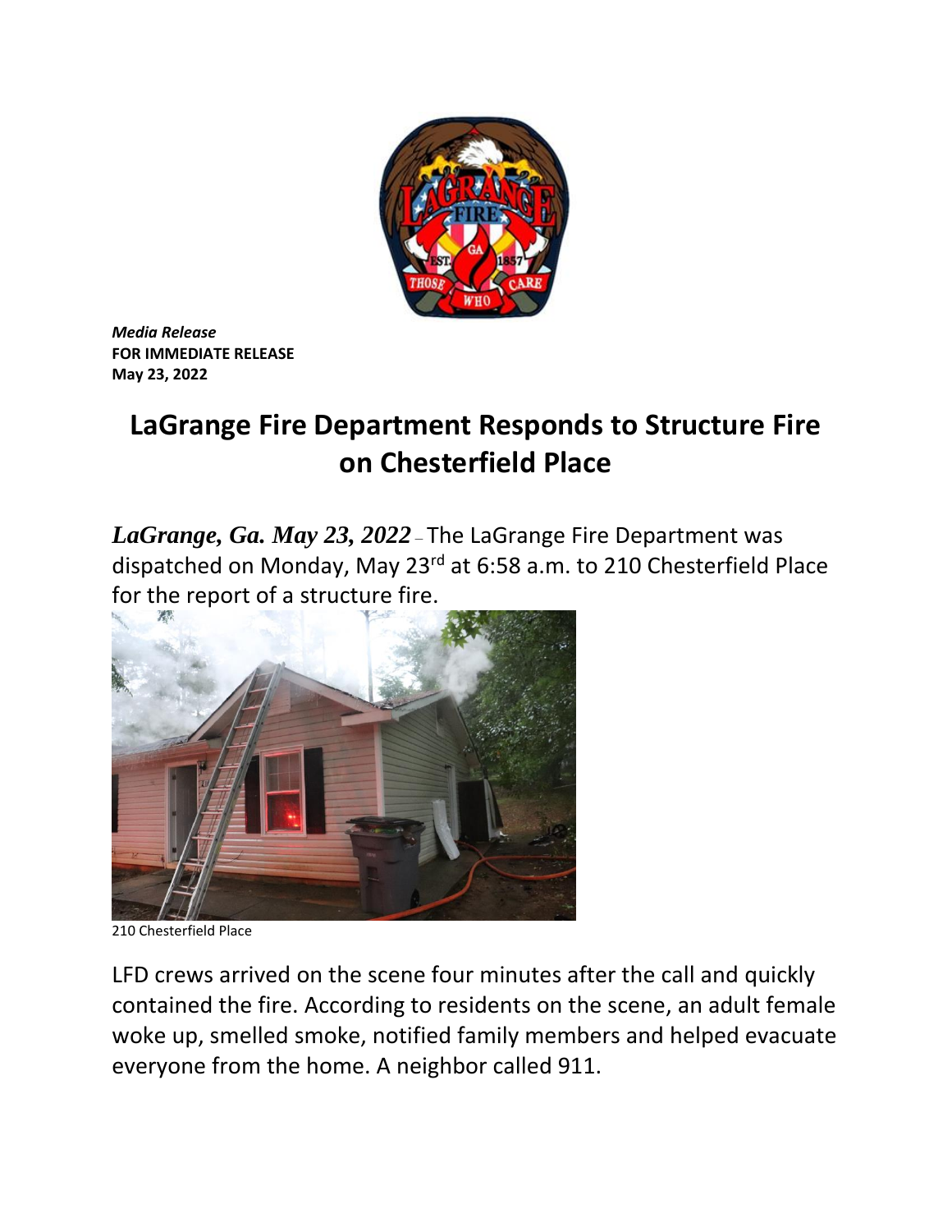*Media Release*
**FOR IMMEDIATE RELEASE**
**May 23, 2022**

# LaGrange Fire Department Responds to Structure Fire on Chesterfield Place

***LaGrange, Ga. May 23, 2022*** – The LaGrange Fire Department was dispatched on Monday, May 23rd at 6:58 a.m. to 210 Chesterfield Place for the report of a structure fire.

210 Chesterfield Place

LFD crews arrived on the scene four minutes after the call and quickly contained the fire. According to residents on the scene, an adult female woke up, smelled smoke, notified family members and helped evacuate everyone from the home. A neighbor called 911.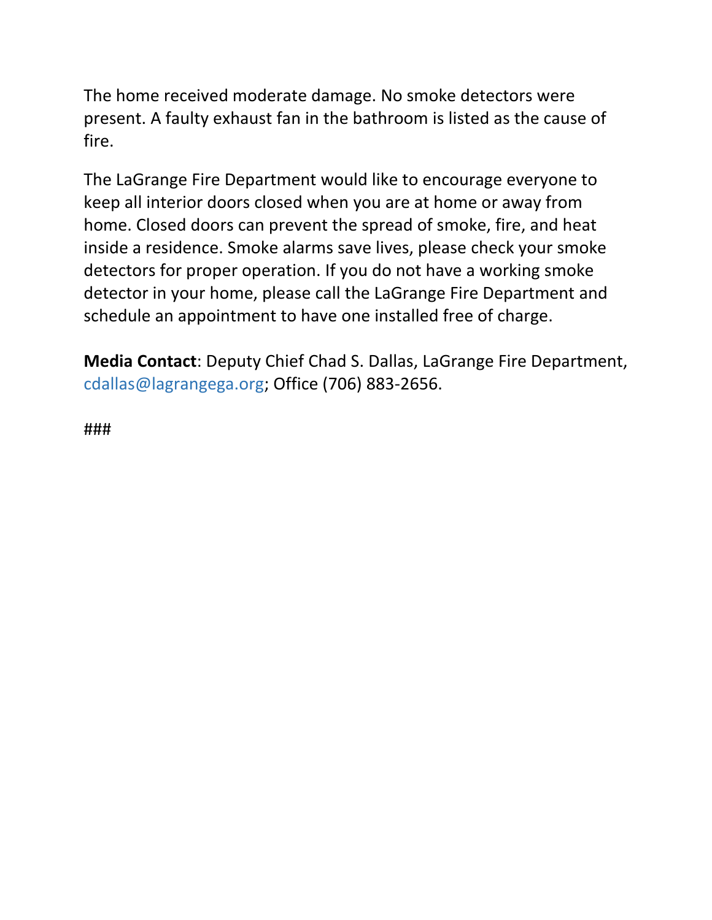The home received moderate damage. No smoke detectors were present. A faulty exhaust fan in the bathroom is listed as the cause of fire.

The LaGrange Fire Department would like to encourage everyone to keep all interior doors closed when you are at home or away from home. Closed doors can prevent the spread of smoke, fire, and heat inside a residence. Smoke alarms save lives, please check your smoke detectors for proper operation. If you do not have a working smoke detector in your home, please call the LaGrange Fire Department and schedule an appointment to have one installed free of charge.

**Media Contact**: Deputy Chief Chad S. Dallas, LaGrange Fire Department, cdallas@lagrangega.org; Office (706) 883-2656.

###